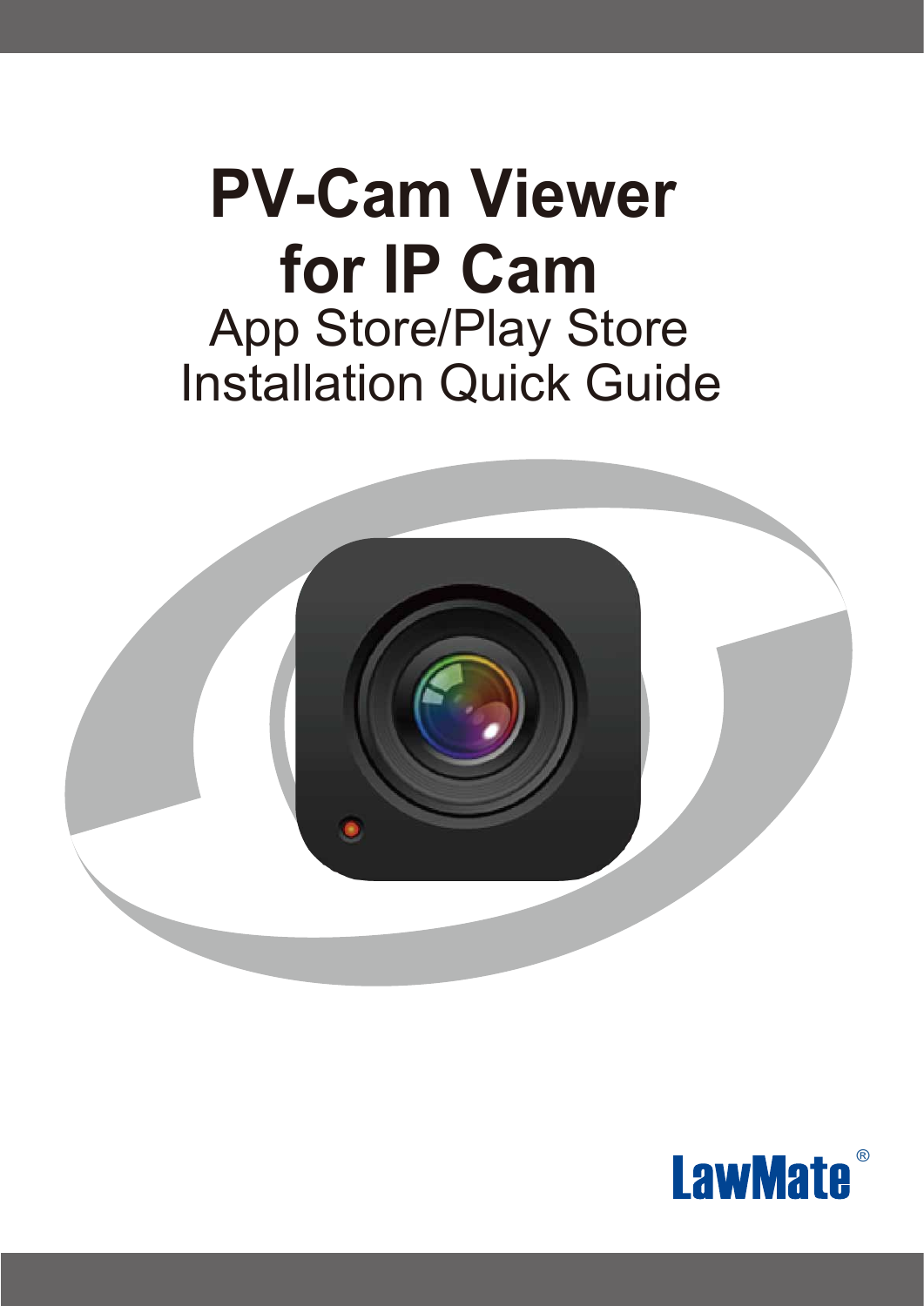# PV-Cam Viewer for IP Cam

App Store/Play Store
Installation Quick Guide

LawMate®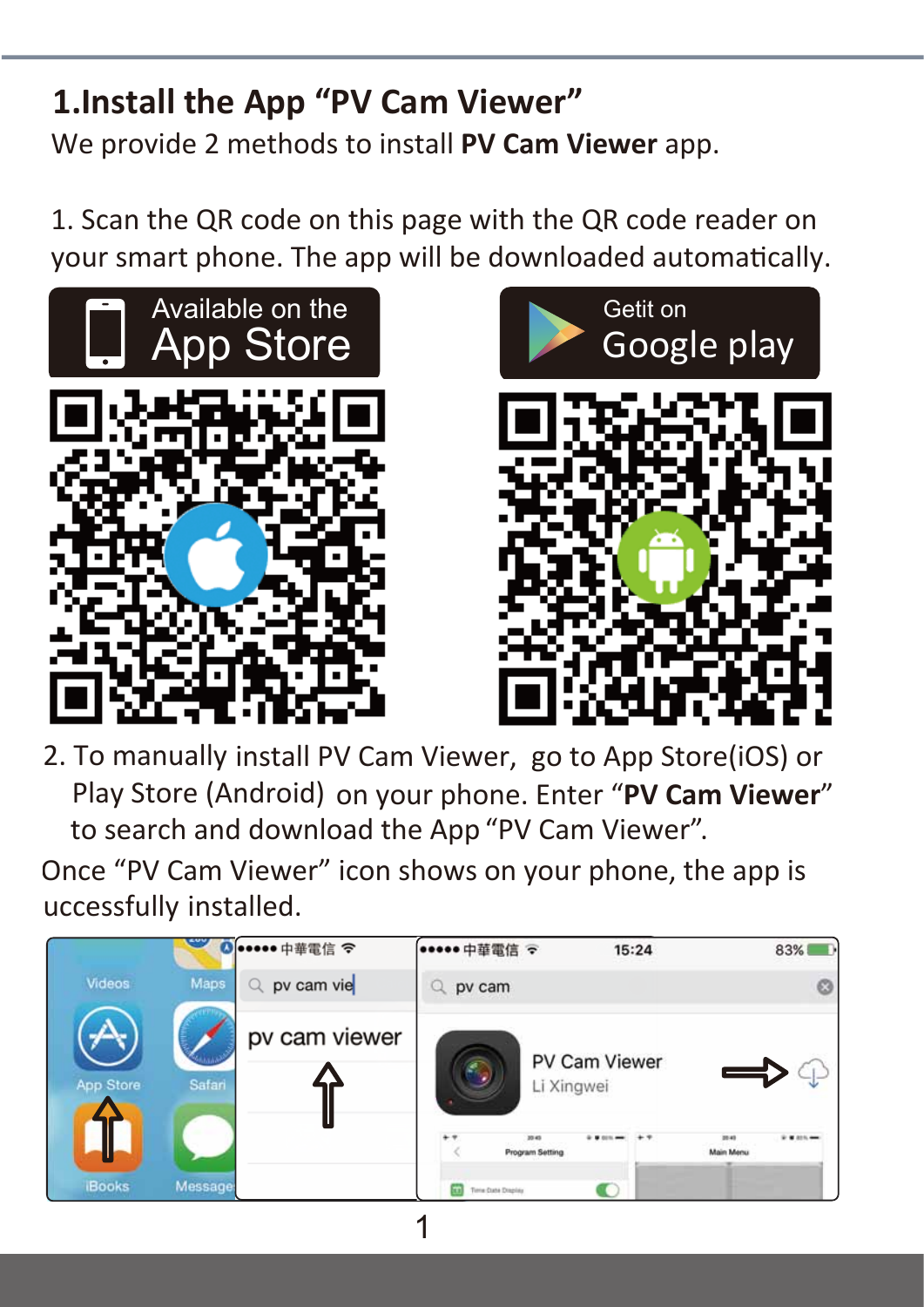## 1.Install the App “PV Cam Viewer”

We provide 2 methods to install **PV Cam Viewer** app.

1. Scan the QR code on this page with the QR code reader on your smart phone. The app will be downloaded automatically.

Available on the App Store

Getit on Google play

2. To manually install PV Cam Viewer, go to App Store(iOS) or Play Store (Android) on your phone. Enter “**PV Cam Viewer**” to search and download the App “PV Cam Viewer”.

Once “PV Cam Viewer” icon shows on your phone, the app is uccessfully installed.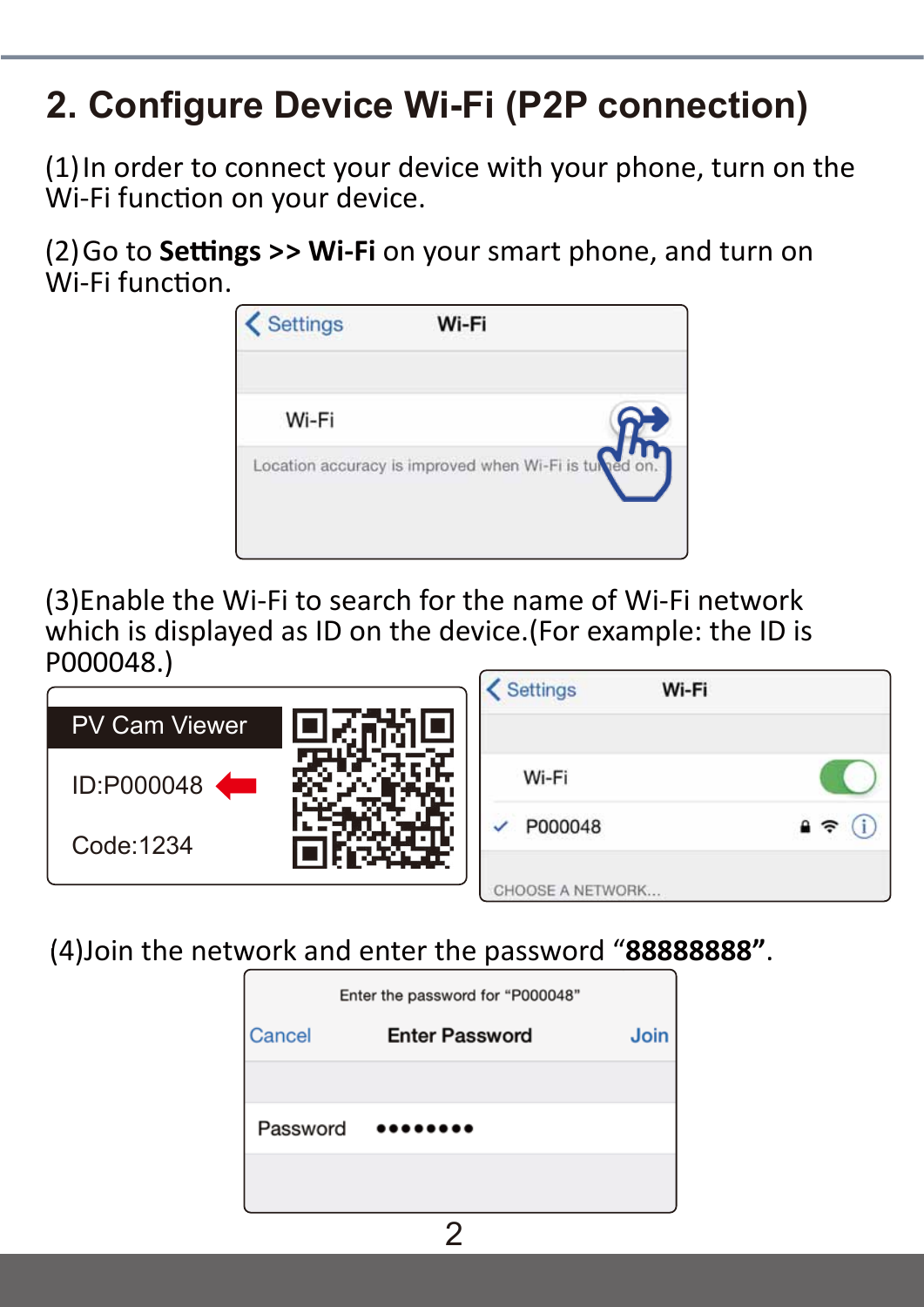## 2. Configure Device Wi-Fi (P2P connection)

(1) In order to connect your device with your phone, turn on the Wi-Fi function on your device.

(2) Go to **Settings >> Wi-Fi** on your smart phone, and turn on Wi-Fi function.

Settings    Wi-Fi

Wi-Fi

Location accuracy is improved when Wi-Fi is turned on.

(3) Enable the Wi-Fi to search for the name of Wi-Fi network which is displayed as ID on the device.(For example: the ID is P000048.)

PV Cam Viewer

ID:P000048

Code:1234

Settings    Wi-Fi

Wi-Fi

P000048

CHOOSE A NETWORK...

(4) Join the network and enter the password “**88888888”**.

Enter the password for “P000048”

Cancel    Enter Password    Join

Password ••••••••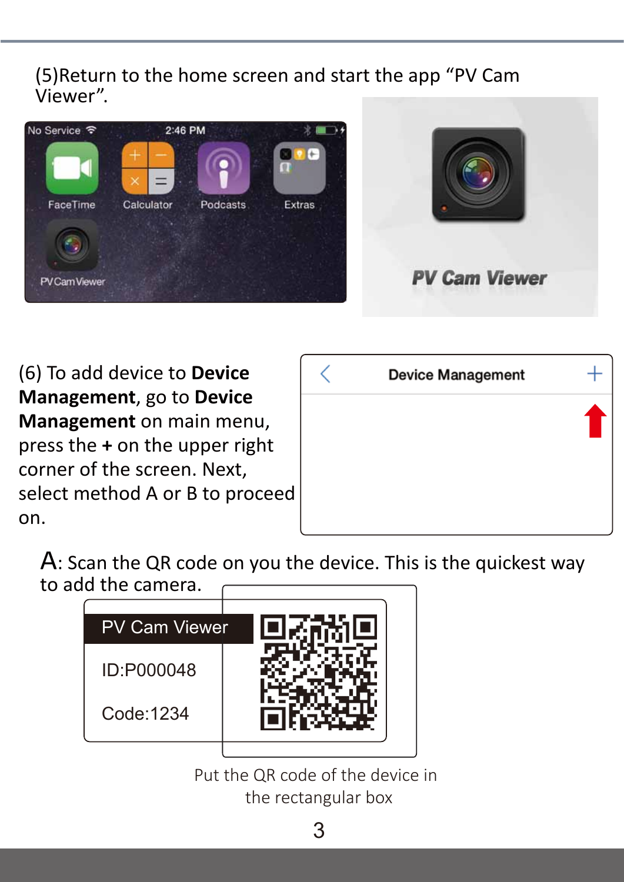(5)Return to the home screen and start the app “PV Cam Viewer”.

(6) To add device to **Device Management**, go to **Device Management** on main menu, press the **+** on the upper right corner of the screen. Next, select method A or B to proceed on.

A: Scan the QR code on you the device. This is the quickest way to add the camera.

Put the QR code of the device in the rectangular box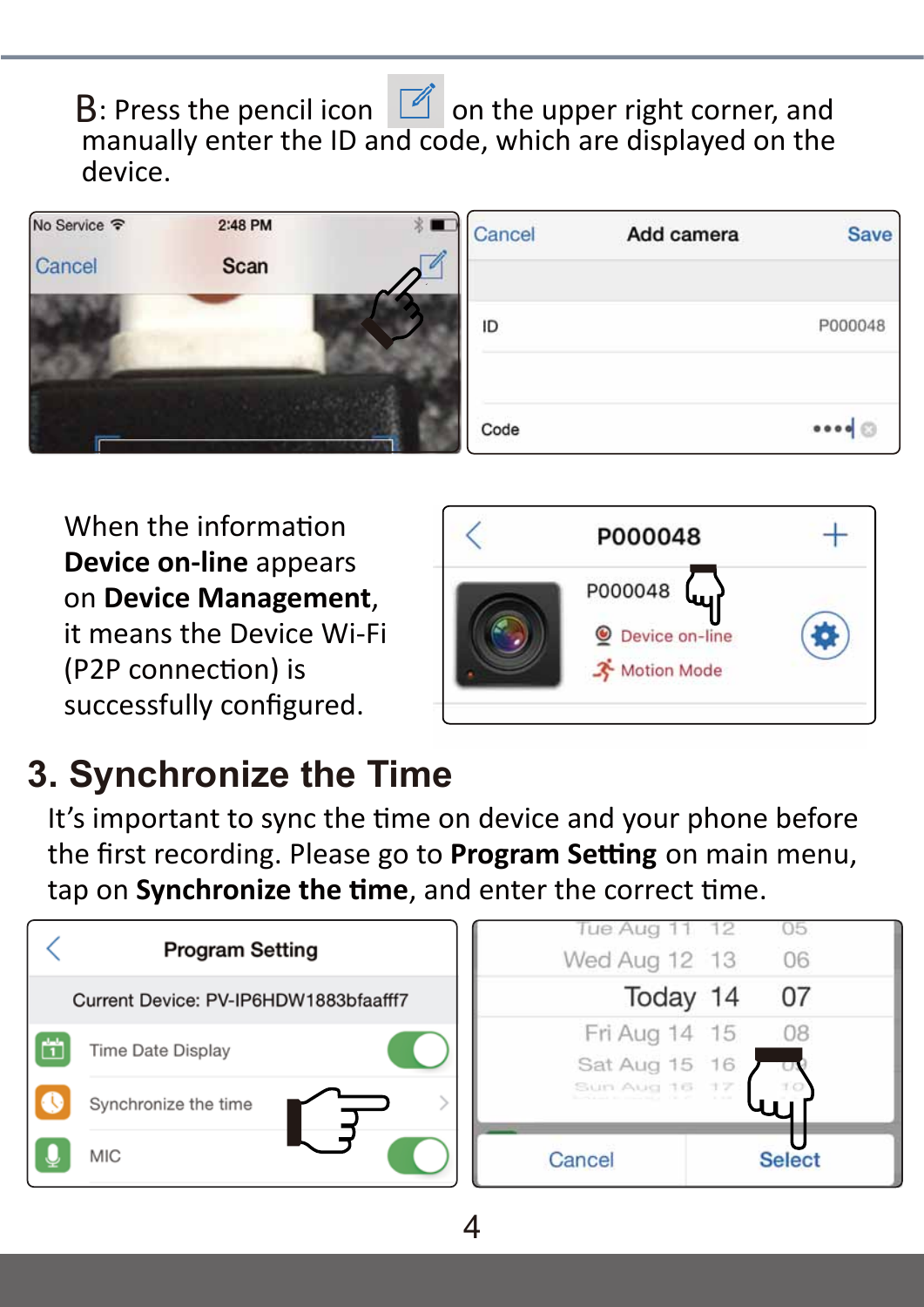B: Press the pencil icon on the upper right corner, and manually enter the ID and code, which are displayed on the device.

When the information **Device on-line** appears on **Device Management**, it means the Device Wi-Fi (P2P connection) is successfully configured.

## 3. Synchronize the Time

It's important to sync the time on device and your phone before the first recording. Please go to **Program Setting** on main menu, tap on **Synchronize the time**, and enter the correct time.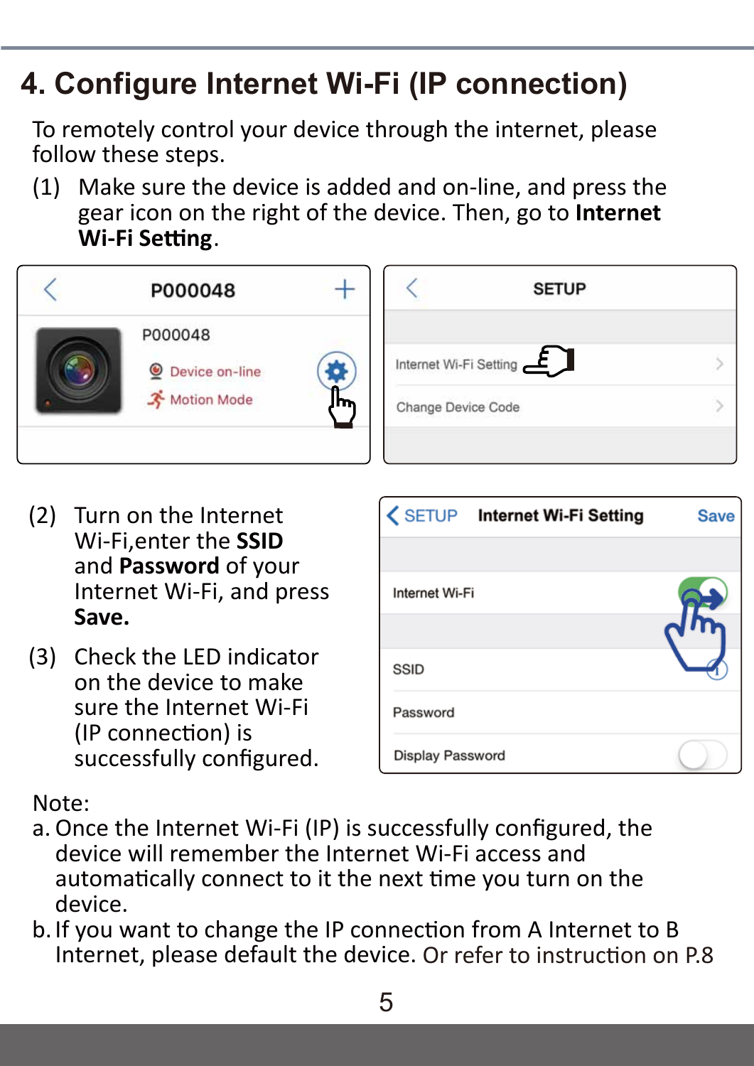# 4. Configure Internet Wi-Fi (IP connection)

To remotely control your device through the internet, please follow these steps.

(1) Make sure the device is added and on-line, and press the gear icon on the right of the device. Then, go to **Internet Wi-Fi Setting**.

(2) Turn on the Internet Wi-Fi, enter the **SSID** and **Password** of your Internet Wi-Fi, and press **Save.**

(3) Check the LED indicator on the device to make sure the Internet Wi-Fi (IP connection) is successfully configured.

Note:

a. Once the Internet Wi-Fi (IP) is successfully configured, the device will remember the Internet Wi-Fi access and automatically connect to it the next time you turn on the device.

b. If you want to change the IP connection from A Internet to B Internet, please default the device. Or refer to instruction on P.8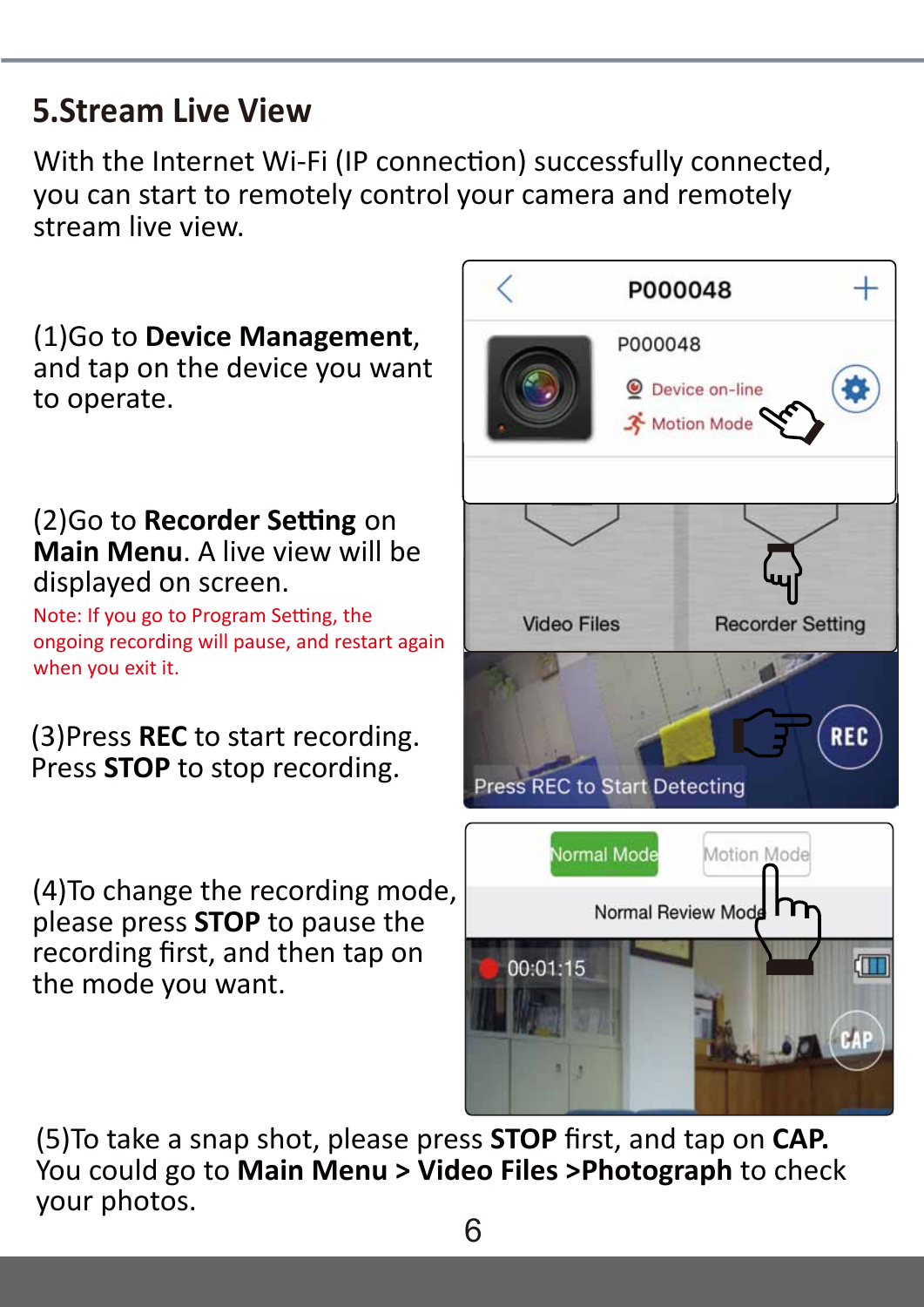## 5.Stream Live View

With the Internet Wi-Fi (IP connection) successfully connected, you can start to remotely control your camera and remotely stream live view.

(1)Go to **Device Management**, and tap on the device you want to operate.

(2)Go to **Recorder Setting** on **Main Menu**. A live view will be displayed on screen.

Note: If you go to Program Setting, the ongoing recording will pause, and restart again when you exit it.

(3)Press **REC** to start recording. Press **STOP** to stop recording.

(4)To change the recording mode, please press **STOP** to pause the recording first, and then tap on the mode you want.

(5)To take a snap shot, please press **STOP** first, and tap on **CAP.** You could go to **Main Menu > Video Files >Photograph** to check your photos.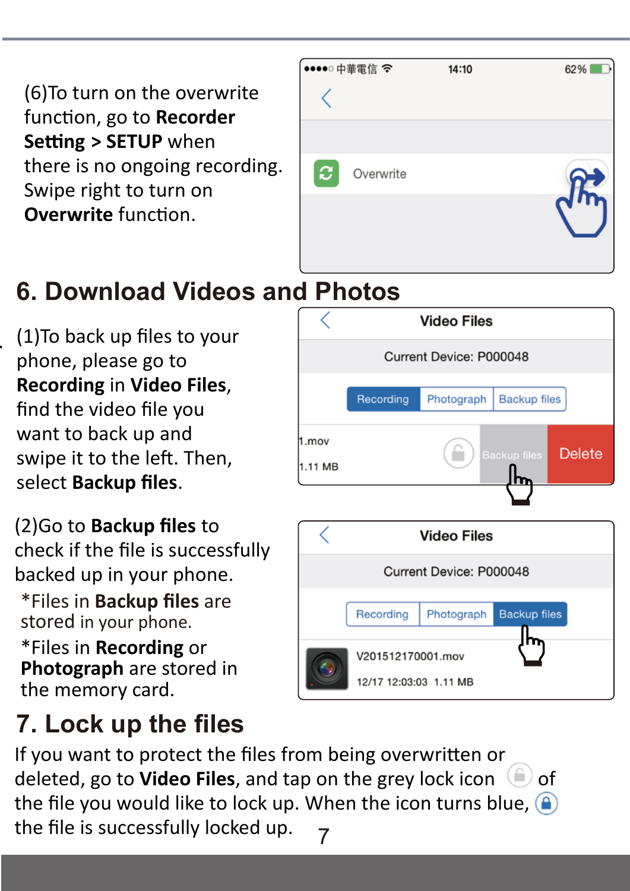(6)To turn on the overwrite function, go to **Recorder Setting > SETUP** when there is no ongoing recording. Swipe right to turn on **Overwrite** function.

## 6. Download Videos and Photos

(1)To back up files to your phone, please go to **Recording** in **Video Files**, find the video file you want to back up and swipe it to the left. Then, select **Backup files**.

(2)Go to **Backup files** to check if the file is successfully backed up in your phone.

*Files in **Backup files** are stored in your phone.

*Files in **Recording** or **Photograph** are stored in the memory card.

## 7. Lock up the files

If you want to protect the files from being overwritten or deleted, go to **Video Files**, and tap on the grey lock icon of the file you would like to lock up. When the icon turns blue, the file is successfully locked up.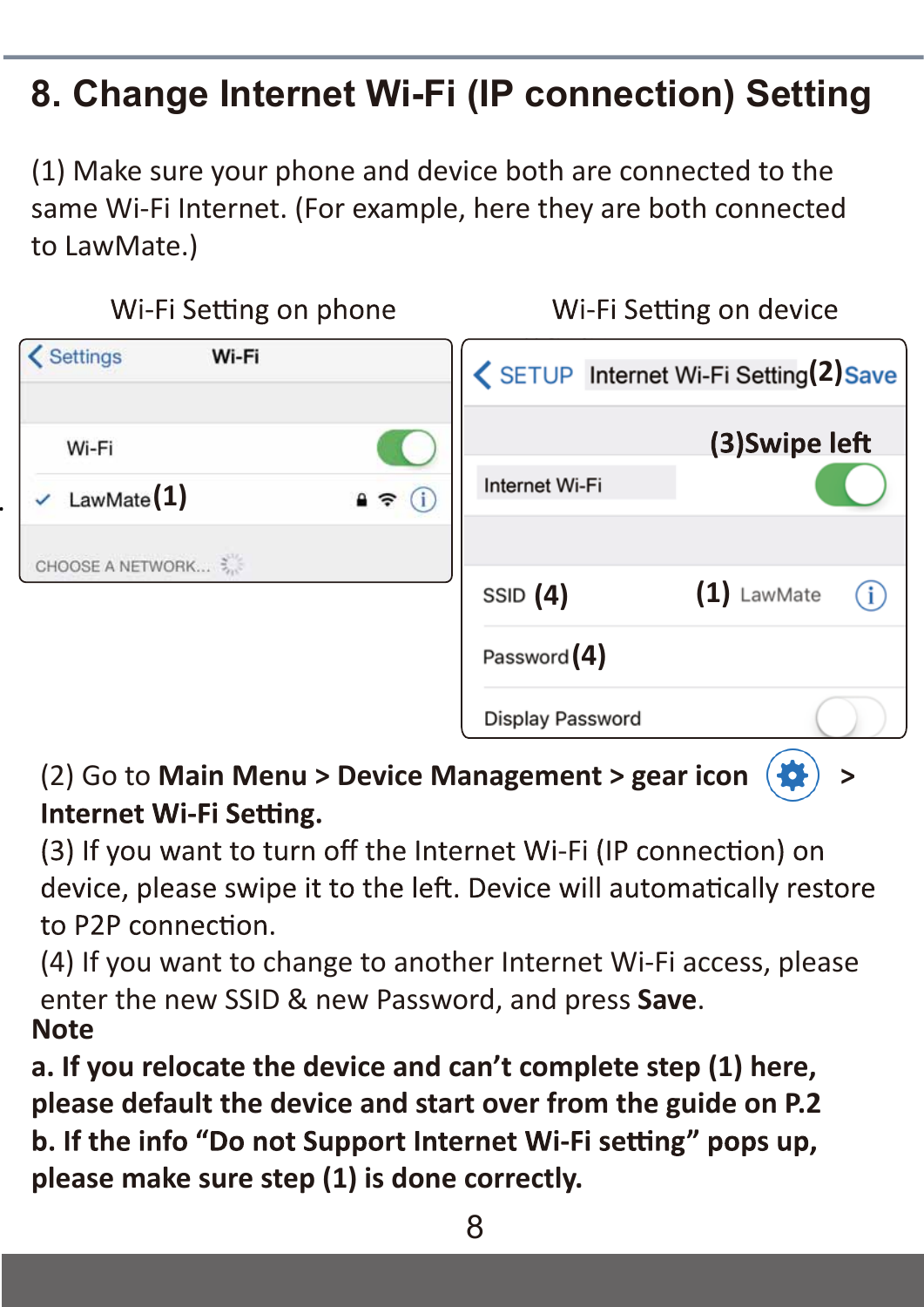## 8. Change Internet Wi-Fi (IP connection) Setting

(1) Make sure your phone and device both are connected to the same Wi-Fi Internet. (For example, here they are both connected to LawMate.)

Wi-Fi Setting on phone

Wi-Fi Setting on device

(2) Go to **Main Menu > Device Management > gear icon >** **Internet Wi-Fi Setting.**

(3) If you want to turn off the Internet Wi-Fi (IP connection) on device, please swipe it to the left. Device will automatically restore to P2P connection.

(4) If you want to change to another Internet Wi-Fi access, please enter the new SSID & new Password, and press **Save**.

**Note**

**a. If you relocate the device and can't complete step (1) here, please default the device and start over from the guide on P.2**

**b. If the info "Do not Support Internet Wi-Fi setting" pops up, please make sure step (1) is done correctly.**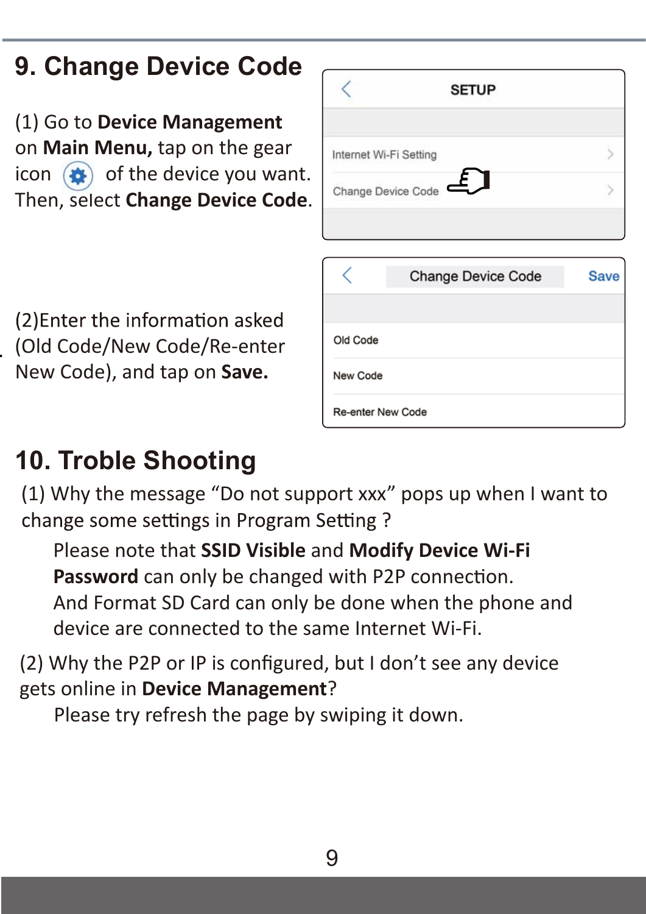## 9. Change Device Code

(1) Go to **Device Management** on **Main Menu,** tap on the gear icon of the device you want. Then, select **Change Device Code**.

SETUP

Internet Wi-Fi Setting

Change Device Code

(2)Enter the information asked (Old Code/New Code/Re-enter New Code), and tap on **Save.**

Change Device Code Save

Old Code

New Code

Re-enter New Code

## 10. Troble Shooting

(1) Why the message “Do not support xxx” pops up when I want to change some settings in Program Setting ?

Please note that **SSID Visible** and **Modify Device Wi-Fi Password** can only be changed with P2P connection.
And Format SD Card can only be done when the phone and device are connected to the same Internet Wi-Fi.

(2) Why the P2P or IP is configured, but I don’t see any device gets online in **Device Management**?

Please try refresh the page by swiping it down.